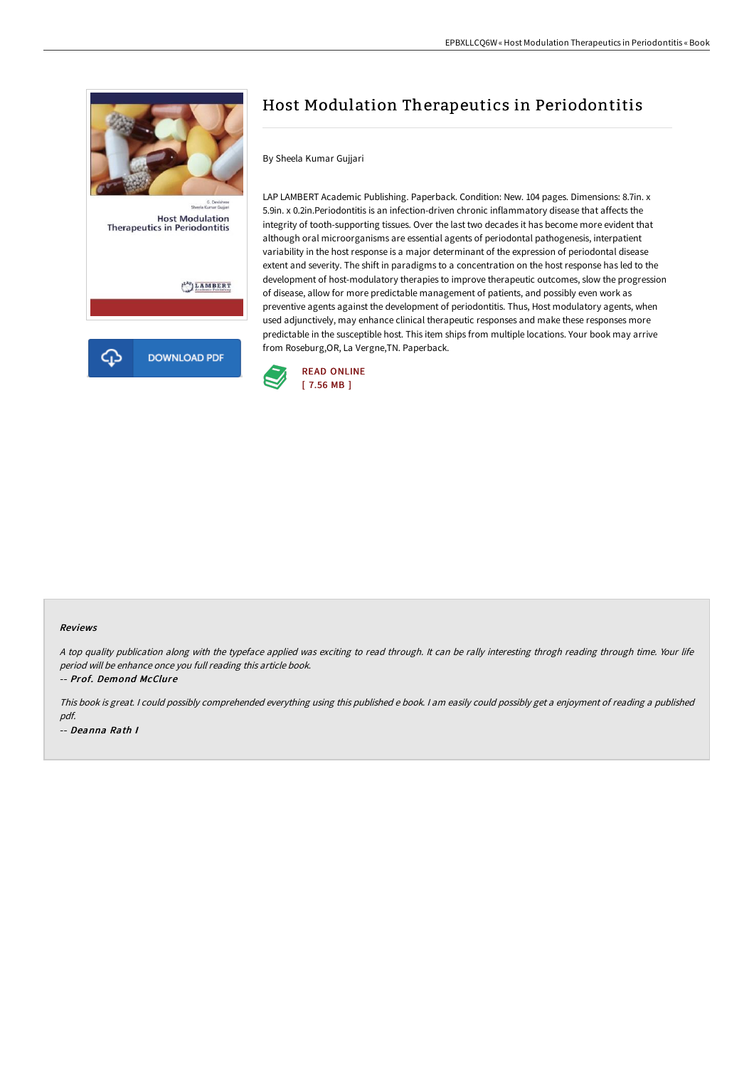# Host Modulation Therapeutics in Periodontitis

By Sheela Kumar Gujjari

LAP LAMBERT Academic Publishing. Paperback. Condition: New. 104 pages. Dimensions: 8.7in. x 5.9in. x 0.2in.Periodontitis is an infection-driven chronic inflammatory disease that affects the integrity of tooth-supporting tissues. Over the last two decades it has become more evident that although oral microorganisms are essential agents of periodontal pathogenesis, interpatient variability in the host response is a major determinant of the expression of periodontal disease extent and severity. The shift in paradigms to a concentration on the host response has led to the development of host-modulatory therapies to improve therapeutic outcomes, slow the progression of disease, allow for more predictable management of patients, and possibly even work as preventive agents against the development of periodontitis. Thus, Host modulatory agents, when used adjunctively, may enhance clinical therapeutic responses and make these responses more predictable in the susceptible host. This item ships from multiple locations. Your book may arrive from Roseburg,OR, La Vergne,TN. Paperback.

DOWNLOAD PDF

READ ONLINE
[ 7.56 MB ]

### Reviews

*A top quality publication along with the typeface applied was exciting to read through. It can be rally interesting throgh reading through time. Your life period will be enhance once you full reading this article book.*

*-- Prof. Demond McClure*

*This book is great. I could possibly comprehended everything using this published e book. I am easily could possibly get a enjoyment of reading a published pdf.*

*-- Deanna Rath I*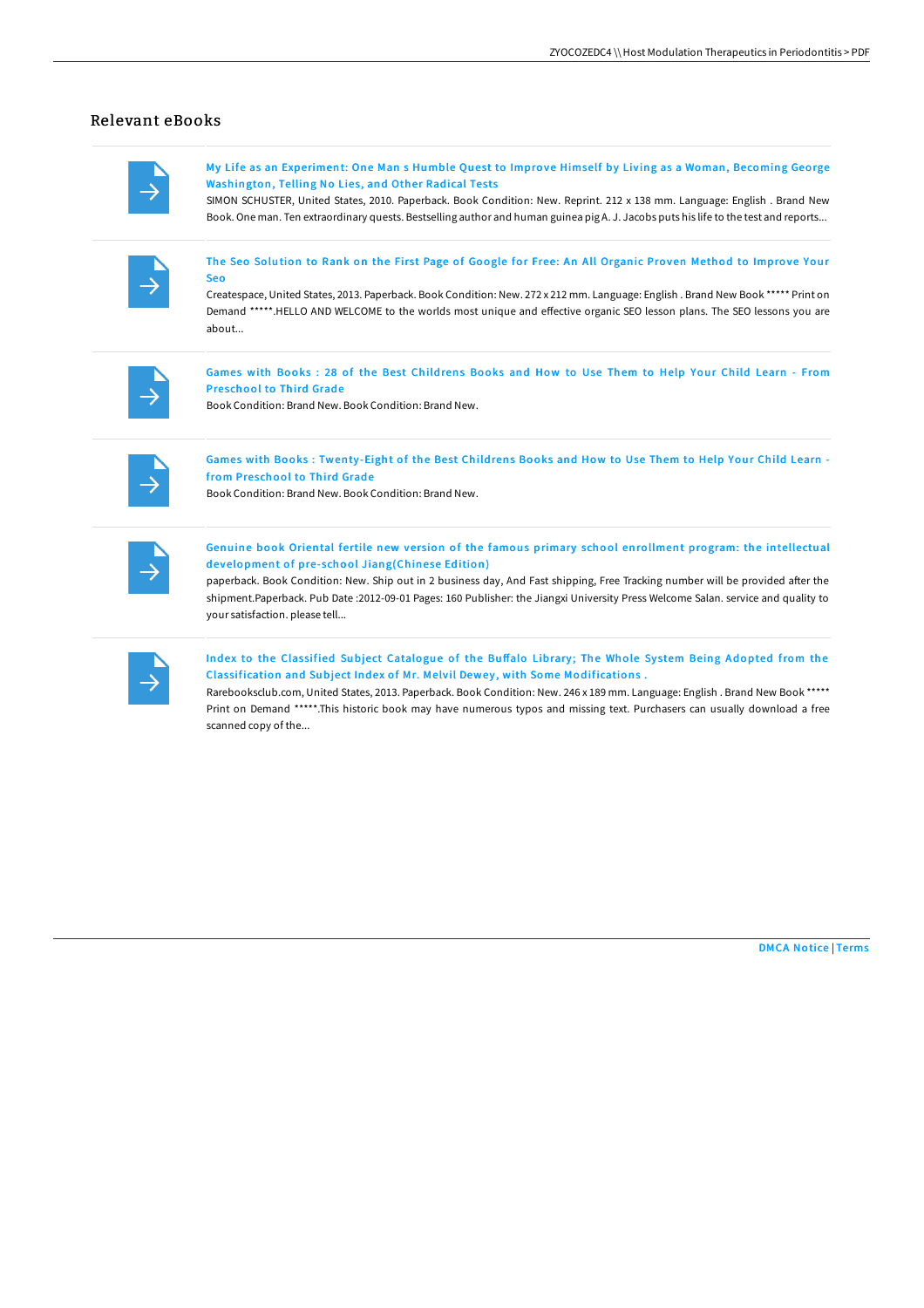## Relevant eBooks

**My Life as an Experiment: One Man s Humble Quest to Improve Himself by Living as a Woman, Becoming George Washington, Telling No Lies, and Other Radical Tests**

SIMON SCHUSTER, United States, 2010. Paperback. Book Condition: New. Reprint. 212 x 138 mm. Language: English . Brand New Book. One man. Ten extraordinary quests. Bestselling author and human guinea pig A. J. Jacobs puts his life to the test and reports...

**The Seo Solution to Rank on the First Page of Google for Free: An All Organic Proven Method to Improve Your Seo**

Createspace, United States, 2013. Paperback. Book Condition: New. 272 x 212 mm. Language: English . Brand New Book ***** Print on Demand *****.HELLO AND WELCOME to the worlds most unique and effective organic SEO lesson plans. The SEO lessons you are about...

**Games with Books : 28 of the Best Childrens Books and How to Use Them to Help Your Child Learn - From Preschool to Third Grade**

Book Condition: Brand New. Book Condition: Brand New.

**Games with Books : Twenty-Eight of the Best Childrens Books and How to Use Them to Help Your Child Learn - from Preschool to Third Grade**

Book Condition: Brand New. Book Condition: Brand New.

**Genuine book Oriental fertile new version of the famous primary school enrollment program: the intellectual development of pre-school Jiang(Chinese Edition)**

paperback. Book Condition: New. Ship out in 2 business day, And Fast shipping, Free Tracking number will be provided after the shipment.Paperback. Pub Date :2012-09-01 Pages: 160 Publisher: the Jiangxi University Press Welcome Salan. service and quality to your satisfaction. please tell...

**Index to the Classified Subject Catalogue of the Buffalo Library; The Whole System Being Adopted from the Classification and Subject Index of Mr. Melvil Dewey, with Some Modifications .**

Rarebooksclub.com, United States, 2013. Paperback. Book Condition: New. 246 x 189 mm. Language: English . Brand New Book ***** Print on Demand *****.This historic book may have numerous typos and missing text. Purchasers can usually download a free scanned copy of the...